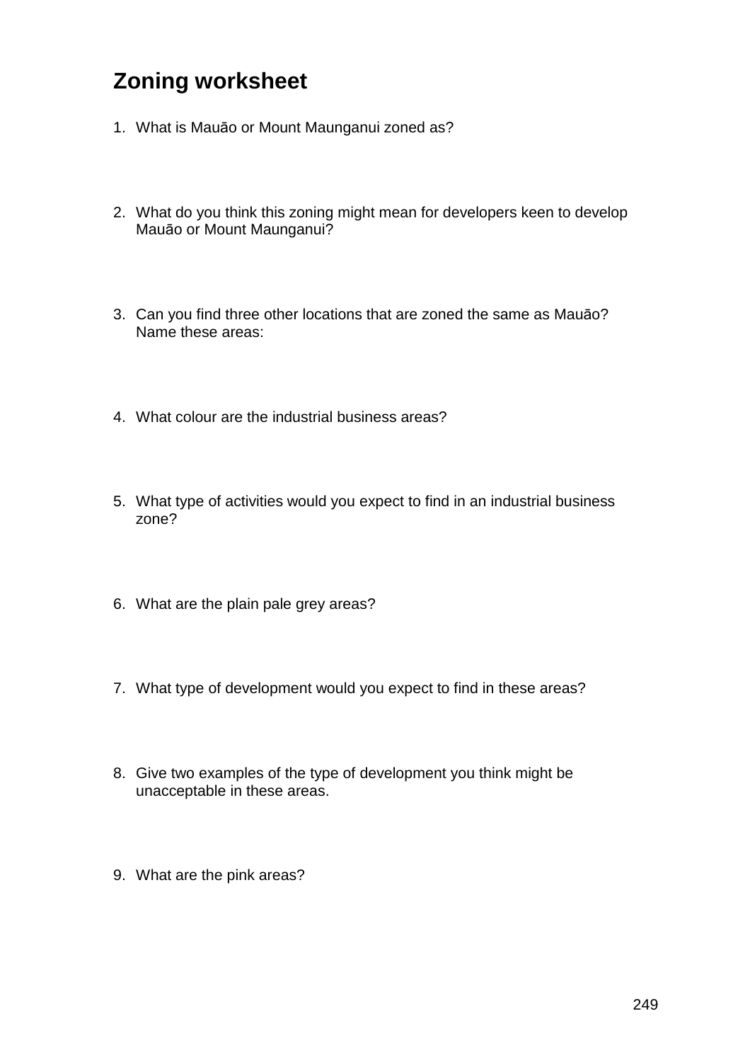# Zoning worksheet

1. What is Mauāo or Mount Maunganui zoned as?

2. What do you think this zoning might mean for developers keen to develop Mauāo or Mount Maunganui?

3. Can you find three other locations that are zoned the same as Mauāo? Name these areas:

4. What colour are the industrial business areas?

5. What type of activities would you expect to find in an industrial business zone?

6. What are the plain pale grey areas?

7. What type of development would you expect to find in these areas?

8. Give two examples of the type of development you think might be unacceptable in these areas.

9. What are the pink areas?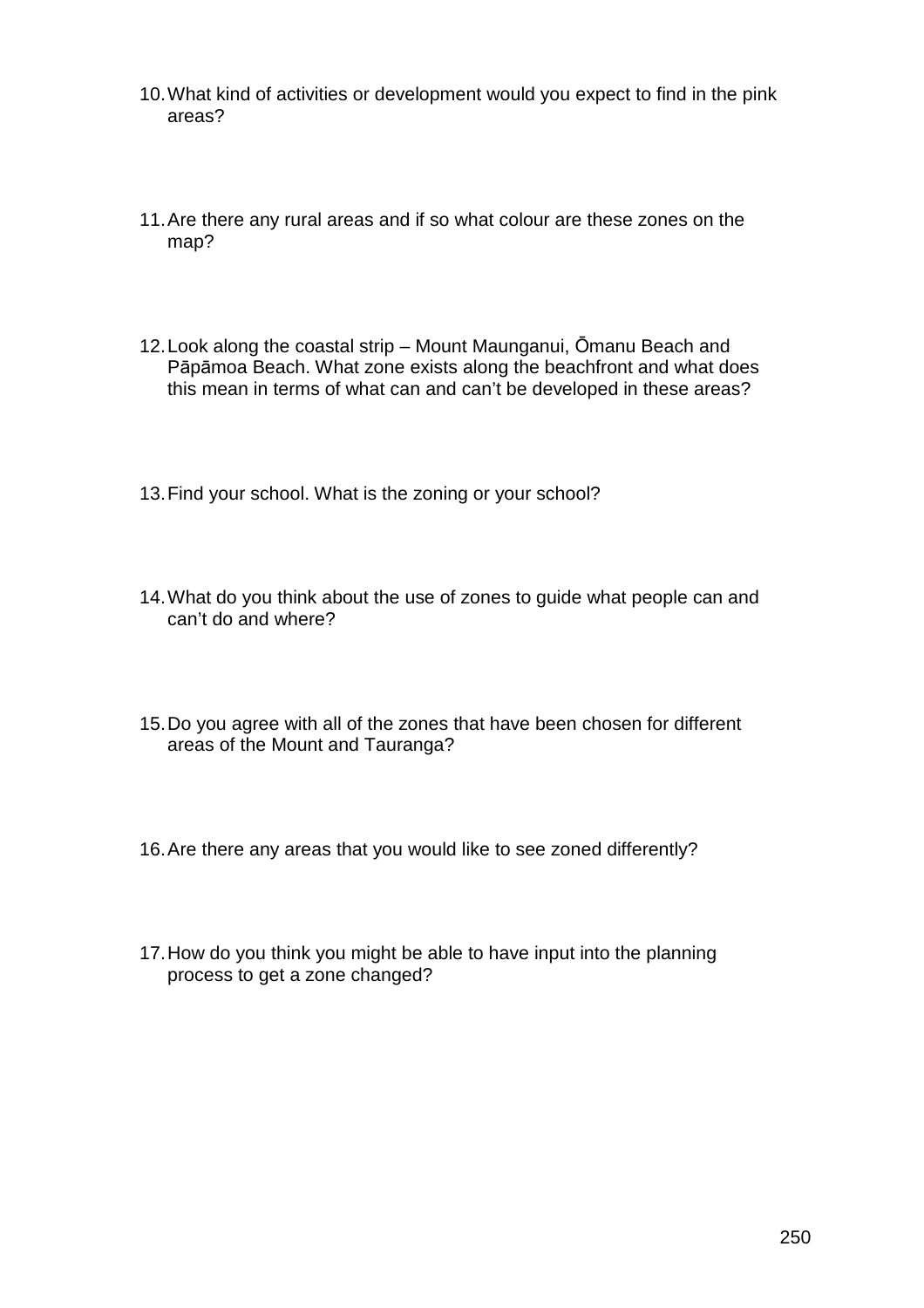10. What kind of activities or development would you expect to find in the pink areas?

11. Are there any rural areas and if so what colour are these zones on the map?

12. Look along the coastal strip – Mount Maunganui, Ōmanu Beach and Pāpāmoa Beach. What zone exists along the beachfront and what does this mean in terms of what can and can't be developed in these areas?

13. Find your school. What is the zoning or your school?

14. What do you think about the use of zones to guide what people can and can't do and where?

15. Do you agree with all of the zones that have been chosen for different areas of the Mount and Tauranga?

16. Are there any areas that you would like to see zoned differently?

17. How do you think you might be able to have input into the planning process to get a zone changed?